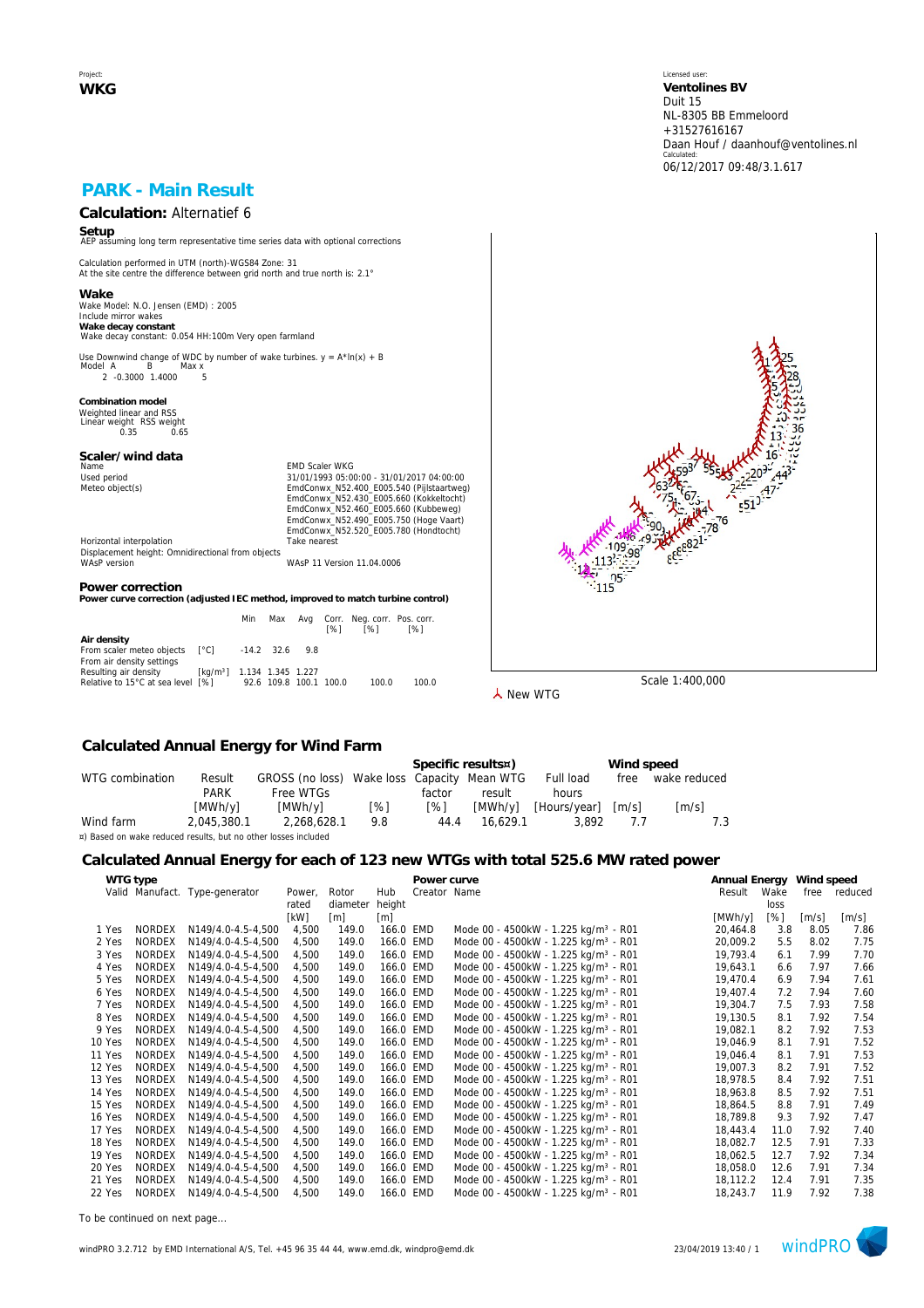Project:
**WKG**

Licensed user:
**Ventolines BV**
Duit 15
NL-8305 BB Emmeloord
+31527616167
Daan Houf / daanhouf@ventolines.nl
Calculated:
06/12/2017 09:48/3.1.617

## PARK - Main Result

### Calculation: Alternatief 6

**Setup**
AEP assuming long term representative time series data with optional corrections

Calculation performed in UTM (north)-WGS84 Zone: 31
At the site centre the difference between grid north and true north is: 2.1°

**Wake**
Wake Model: N.O. Jensen (EMD) : 2005
Include mirror wakes
**Wake decay constant**
Wake decay constant: 0.054 HH:100m Very open farmland

Use Downwind change of WDC by number of wake turbines. y = A*ln(x) + B

| Model | A | B | Max x |
|---|---|---|---|
| 2 | -0.3000 | 1.4000 | 5 |

**Combination model**
Weighted linear and RSS

| Linear weight | RSS weight |
|---|---|
| 0.35 | 0.65 |

**Scaler/wind data**

| | |
|---|---|
| Name | EMD Scaler WKG |
| Used period | 31/01/1993 05:00:00 - 31/01/2017 04:00:00 |
| Meteo object(s) | EmdConwx_N52.400_E005.540 (Pijlstaartweg)<br>EmdConwx_N52.430_E005.660 (Kokkeltocht)<br>EmdConwx_N52.460_E005.660 (Kubbeweg)<br>EmdConwx_N52.490_E005.750 (Hoge Vaart)<br>EmdConwx_N52.520_E005.780 (Hondtocht) |
| Horizontal interpolation | Take nearest |
| Displacement height: Omnidirectional from objects | |
| WAsP version | WAsP 11 Version 11.04.0006 |

**Power correction**
**Power curve correction (adjusted IEC method, improved to match turbine control)**

| | | Min | Max | Avg | Corr. [%] | Neg. corr. [%] | Pos. corr. [%] |
|---|---|---|---|---|---|---|---|
| **Air density** | | | | | | | |
| From scaler meteo objects | [°C] | -14.2 | 32.6 | 9.8 | | | |
| From air density settings | | | | | | | |
| Resulting air density | [kg/m³] | 1.134 | 1.345 | 1.227 | | | |
| Relative to 15°C at sea level | [%] | 92.6 | 109.8 | 100.1 | 100.0 | 100.0 | 100.0 |

New WTG

Scale 1:400,000

### Calculated Annual Energy for Wind Farm

| WTG combination | Result PARK [MWh/y] | GROSS (no loss) Free WTGs [MWh/y] | Wake loss [%] | Specific results¤) Capacity factor [%] | Specific results¤) Mean WTG result [MWh/y] | Full load hours [Hours/year] | Wind speed free [m/s] | Wind speed wake reduced [m/s] |
|---|---|---|---|---|---|---|---|---|
| Wind farm | 2,045,380.1 | 2,268,628.1 | 9.8 | 44.4 | 16,629.1 | 3,892 | 7.7 | 7.3 |

¤) Based on wake reduced results, but no other losses included

### Calculated Annual Energy for each of 123 new WTGs with total 525.6 MW rated power

| | Valid | Manufact. | Type-generator | Power, rated [kW] | Rotor diameter [m] | Hub height [m] | Power curve Creator | Power curve Name | Annual Energy Result [MWh/y] | Wake loss [%] | Wind speed free [m/s] | Wind speed reduced [m/s] |
|---|---|---|---|---|---|---|---|---|---|---|---|---|
| 1 | Yes | NORDEX | N149/4.0-4.5-4,500 | 4,500 | 149.0 | 166.0 | EMD | Mode 00 - 4500kW - 1.225 kg/m³ - R01 | 20,464.8 | 3.8 | 8.05 | 7.86 |
| 2 | Yes | NORDEX | N149/4.0-4.5-4,500 | 4,500 | 149.0 | 166.0 | EMD | Mode 00 - 4500kW - 1.225 kg/m³ - R01 | 20,009.2 | 5.5 | 8.02 | 7.75 |
| 3 | Yes | NORDEX | N149/4.0-4.5-4,500 | 4,500 | 149.0 | 166.0 | EMD | Mode 00 - 4500kW - 1.225 kg/m³ - R01 | 19,793.4 | 6.1 | 7.99 | 7.70 |
| 4 | Yes | NORDEX | N149/4.0-4.5-4,500 | 4,500 | 149.0 | 166.0 | EMD | Mode 00 - 4500kW - 1.225 kg/m³ - R01 | 19,643.1 | 6.6 | 7.97 | 7.66 |
| 5 | Yes | NORDEX | N149/4.0-4.5-4,500 | 4,500 | 149.0 | 166.0 | EMD | Mode 00 - 4500kW - 1.225 kg/m³ - R01 | 19,470.4 | 6.9 | 7.94 | 7.61 |
| 6 | Yes | NORDEX | N149/4.0-4.5-4,500 | 4,500 | 149.0 | 166.0 | EMD | Mode 00 - 4500kW - 1.225 kg/m³ - R01 | 19,407.4 | 7.2 | 7.94 | 7.60 |
| 7 | Yes | NORDEX | N149/4.0-4.5-4,500 | 4,500 | 149.0 | 166.0 | EMD | Mode 00 - 4500kW - 1.225 kg/m³ - R01 | 19,304.7 | 7.5 | 7.93 | 7.58 |
| 8 | Yes | NORDEX | N149/4.0-4.5-4,500 | 4,500 | 149.0 | 166.0 | EMD | Mode 00 - 4500kW - 1.225 kg/m³ - R01 | 19,130.5 | 8.1 | 7.92 | 7.54 |
| 9 | Yes | NORDEX | N149/4.0-4.5-4,500 | 4,500 | 149.0 | 166.0 | EMD | Mode 00 - 4500kW - 1.225 kg/m³ - R01 | 19,082.1 | 8.2 | 7.92 | 7.53 |
| 10 | Yes | NORDEX | N149/4.0-4.5-4,500 | 4,500 | 149.0 | 166.0 | EMD | Mode 00 - 4500kW - 1.225 kg/m³ - R01 | 19,046.9 | 8.1 | 7.91 | 7.52 |
| 11 | Yes | NORDEX | N149/4.0-4.5-4,500 | 4,500 | 149.0 | 166.0 | EMD | Mode 00 - 4500kW - 1.225 kg/m³ - R01 | 19,046.4 | 8.1 | 7.91 | 7.53 |
| 12 | Yes | NORDEX | N149/4.0-4.5-4,500 | 4,500 | 149.0 | 166.0 | EMD | Mode 00 - 4500kW - 1.225 kg/m³ - R01 | 19,007.3 | 8.2 | 7.91 | 7.52 |
| 13 | Yes | NORDEX | N149/4.0-4.5-4,500 | 4,500 | 149.0 | 166.0 | EMD | Mode 00 - 4500kW - 1.225 kg/m³ - R01 | 18,978.5 | 8.4 | 7.92 | 7.51 |
| 14 | Yes | NORDEX | N149/4.0-4.5-4,500 | 4,500 | 149.0 | 166.0 | EMD | Mode 00 - 4500kW - 1.225 kg/m³ - R01 | 18,963.8 | 8.5 | 7.92 | 7.51 |
| 15 | Yes | NORDEX | N149/4.0-4.5-4,500 | 4,500 | 149.0 | 166.0 | EMD | Mode 00 - 4500kW - 1.225 kg/m³ - R01 | 18,864.5 | 8.8 | 7.91 | 7.49 |
| 16 | Yes | NORDEX | N149/4.0-4.5-4,500 | 4,500 | 149.0 | 166.0 | EMD | Mode 00 - 4500kW - 1.225 kg/m³ - R01 | 18,789.8 | 9.3 | 7.92 | 7.47 |
| 17 | Yes | NORDEX | N149/4.0-4.5-4,500 | 4,500 | 149.0 | 166.0 | EMD | Mode 00 - 4500kW - 1.225 kg/m³ - R01 | 18,443.4 | 11.0 | 7.92 | 7.40 |
| 18 | Yes | NORDEX | N149/4.0-4.5-4,500 | 4,500 | 149.0 | 166.0 | EMD | Mode 00 - 4500kW - 1.225 kg/m³ - R01 | 18,082.7 | 12.5 | 7.91 | 7.33 |
| 19 | Yes | NORDEX | N149/4.0-4.5-4,500 | 4,500 | 149.0 | 166.0 | EMD | Mode 00 - 4500kW - 1.225 kg/m³ - R01 | 18,062.5 | 12.7 | 7.92 | 7.34 |
| 20 | Yes | NORDEX | N149/4.0-4.5-4,500 | 4,500 | 149.0 | 166.0 | EMD | Mode 00 - 4500kW - 1.225 kg/m³ - R01 | 18,058.0 | 12.6 | 7.91 | 7.34 |
| 21 | Yes | NORDEX | N149/4.0-4.5-4,500 | 4,500 | 149.0 | 166.0 | EMD | Mode 00 - 4500kW - 1.225 kg/m³ - R01 | 18,112.2 | 12.4 | 7.91 | 7.35 |
| 22 | Yes | NORDEX | N149/4.0-4.5-4,500 | 4,500 | 149.0 | 166.0 | EMD | Mode 00 - 4500kW - 1.225 kg/m³ - R01 | 18,243.7 | 11.9 | 7.92 | 7.38 |

To be continued on next page...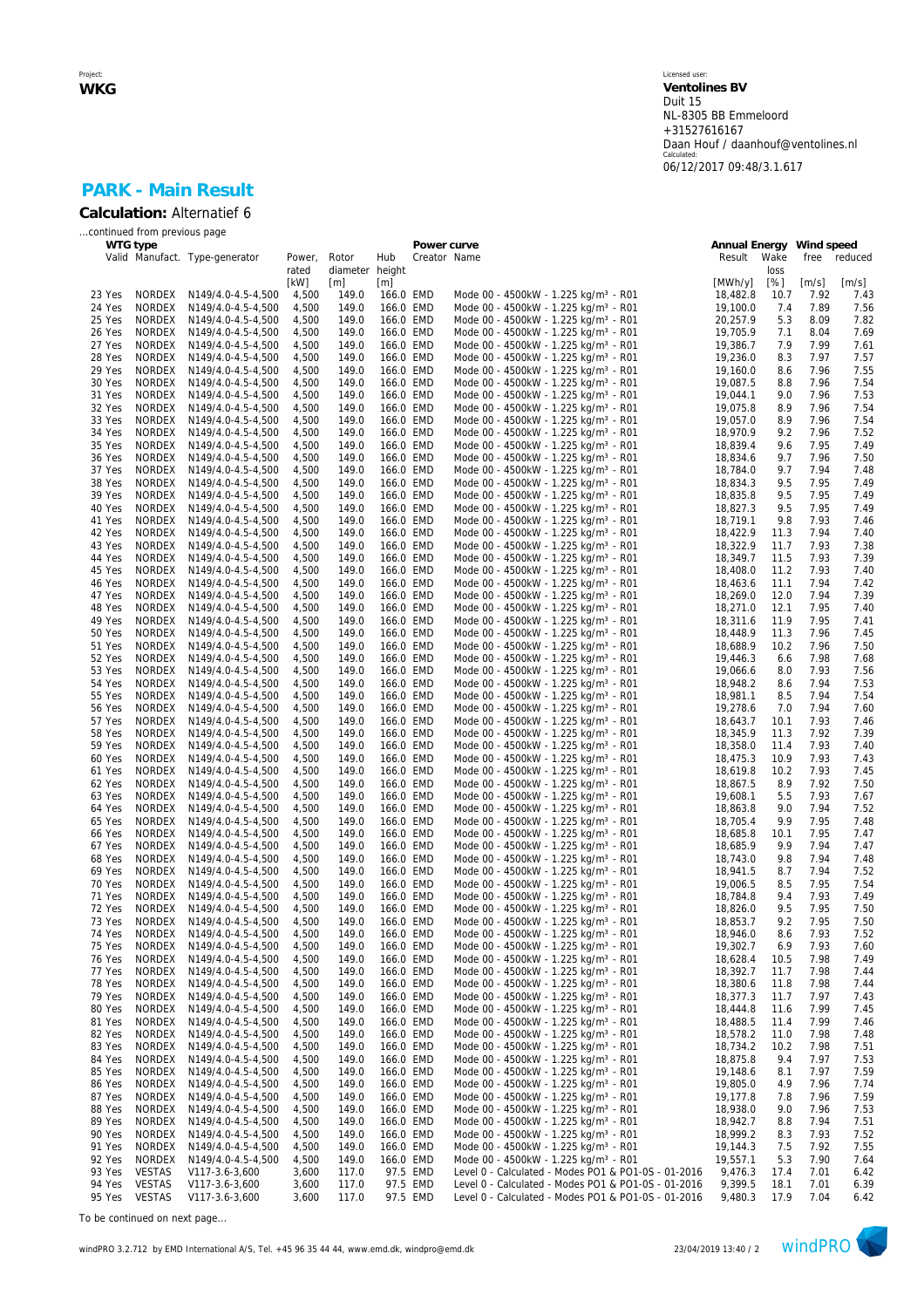Project:
**WKG**

Licensed user:
**Ventolines BV**
Duit 15
NL-8305 BB Emmeloord
+31527616167
Daan Houf / daanhouf@ventolines.nl
Calculated:
06/12/2017 09:48/3.1.617

## PARK - Main Result

**Calculation:** Alternatief 6

...continued from previous page

| | WTG type | | | | | | Power curve | | Annual Energy | | Wind speed | |
|---|---|---|---|---|---|---|---|---|---|---|---|---|
| | Valid | Manufact. | Type-generator | Power, rated | Rotor diameter | Hub height | Creator | Name | Result | Wake loss | free | reduced |
| | | | | [kW] | [m] | [m] | | | [MWh/y] | [%] | [m/s] | [m/s] |
| 23 | Yes | NORDEX | N149/4.0-4.5-4,500 | 4,500 | 149.0 | 166.0 | EMD | Mode 00 - 4500kW - 1.225 kg/m³ - R01 | 18,482.8 | 10.7 | 7.92 | 7.43 |
| 24 | Yes | NORDEX | N149/4.0-4.5-4,500 | 4,500 | 149.0 | 166.0 | EMD | Mode 00 - 4500kW - 1.225 kg/m³ - R01 | 19,100.0 | 7.4 | 7.89 | 7.56 |
| 25 | Yes | NORDEX | N149/4.0-4.5-4,500 | 4,500 | 149.0 | 166.0 | EMD | Mode 00 - 4500kW - 1.225 kg/m³ - R01 | 20,257.9 | 5.3 | 8.09 | 7.82 |
| 26 | Yes | NORDEX | N149/4.0-4.5-4,500 | 4,500 | 149.0 | 166.0 | EMD | Mode 00 - 4500kW - 1.225 kg/m³ - R01 | 19,705.9 | 7.1 | 8.04 | 7.69 |
| 27 | Yes | NORDEX | N149/4.0-4.5-4,500 | 4,500 | 149.0 | 166.0 | EMD | Mode 00 - 4500kW - 1.225 kg/m³ - R01 | 19,386.7 | 7.9 | 7.99 | 7.61 |
| 28 | Yes | NORDEX | N149/4.0-4.5-4,500 | 4,500 | 149.0 | 166.0 | EMD | Mode 00 - 4500kW - 1.225 kg/m³ - R01 | 19,236.0 | 8.3 | 7.97 | 7.57 |
| 29 | Yes | NORDEX | N149/4.0-4.5-4,500 | 4,500 | 149.0 | 166.0 | EMD | Mode 00 - 4500kW - 1.225 kg/m³ - R01 | 19,160.0 | 8.6 | 7.96 | 7.55 |
| 30 | Yes | NORDEX | N149/4.0-4.5-4,500 | 4,500 | 149.0 | 166.0 | EMD | Mode 00 - 4500kW - 1.225 kg/m³ - R01 | 19,087.5 | 8.8 | 7.96 | 7.54 |
| 31 | Yes | NORDEX | N149/4.0-4.5-4,500 | 4,500 | 149.0 | 166.0 | EMD | Mode 00 - 4500kW - 1.225 kg/m³ - R01 | 19,044.1 | 9.0 | 7.96 | 7.53 |
| 32 | Yes | NORDEX | N149/4.0-4.5-4,500 | 4,500 | 149.0 | 166.0 | EMD | Mode 00 - 4500kW - 1.225 kg/m³ - R01 | 19,075.8 | 8.9 | 7.96 | 7.54 |
| 33 | Yes | NORDEX | N149/4.0-4.5-4,500 | 4,500 | 149.0 | 166.0 | EMD | Mode 00 - 4500kW - 1.225 kg/m³ - R01 | 19,057.0 | 8.9 | 7.96 | 7.54 |
| 34 | Yes | NORDEX | N149/4.0-4.5-4,500 | 4,500 | 149.0 | 166.0 | EMD | Mode 00 - 4500kW - 1.225 kg/m³ - R01 | 18,970.9 | 9.2 | 7.96 | 7.52 |
| 35 | Yes | NORDEX | N149/4.0-4.5-4,500 | 4,500 | 149.0 | 166.0 | EMD | Mode 00 - 4500kW - 1.225 kg/m³ - R01 | 18,839.4 | 9.6 | 7.95 | 7.49 |
| 36 | Yes | NORDEX | N149/4.0-4.5-4,500 | 4,500 | 149.0 | 166.0 | EMD | Mode 00 - 4500kW - 1.225 kg/m³ - R01 | 18,834.6 | 9.7 | 7.96 | 7.50 |
| 37 | Yes | NORDEX | N149/4.0-4.5-4,500 | 4,500 | 149.0 | 166.0 | EMD | Mode 00 - 4500kW - 1.225 kg/m³ - R01 | 18,784.0 | 9.7 | 7.94 | 7.48 |
| 38 | Yes | NORDEX | N149/4.0-4.5-4,500 | 4,500 | 149.0 | 166.0 | EMD | Mode 00 - 4500kW - 1.225 kg/m³ - R01 | 18,834.3 | 9.5 | 7.95 | 7.49 |
| 39 | Yes | NORDEX | N149/4.0-4.5-4,500 | 4,500 | 149.0 | 166.0 | EMD | Mode 00 - 4500kW - 1.225 kg/m³ - R01 | 18,835.8 | 9.5 | 7.95 | 7.49 |
| 40 | Yes | NORDEX | N149/4.0-4.5-4,500 | 4,500 | 149.0 | 166.0 | EMD | Mode 00 - 4500kW - 1.225 kg/m³ - R01 | 18,827.3 | 9.5 | 7.95 | 7.49 |
| 41 | Yes | NORDEX | N149/4.0-4.5-4,500 | 4,500 | 149.0 | 166.0 | EMD | Mode 00 - 4500kW - 1.225 kg/m³ - R01 | 18,719.1 | 9.8 | 7.93 | 7.46 |
| 42 | Yes | NORDEX | N149/4.0-4.5-4,500 | 4,500 | 149.0 | 166.0 | EMD | Mode 00 - 4500kW - 1.225 kg/m³ - R01 | 18,422.9 | 11.3 | 7.94 | 7.40 |
| 43 | Yes | NORDEX | N149/4.0-4.5-4,500 | 4,500 | 149.0 | 166.0 | EMD | Mode 00 - 4500kW - 1.225 kg/m³ - R01 | 18,322.9 | 11.7 | 7.93 | 7.38 |
| 44 | Yes | NORDEX | N149/4.0-4.5-4,500 | 4,500 | 149.0 | 166.0 | EMD | Mode 00 - 4500kW - 1.225 kg/m³ - R01 | 18,349.7 | 11.5 | 7.93 | 7.39 |
| 45 | Yes | NORDEX | N149/4.0-4.5-4,500 | 4,500 | 149.0 | 166.0 | EMD | Mode 00 - 4500kW - 1.225 kg/m³ - R01 | 18,408.0 | 11.2 | 7.93 | 7.40 |
| 46 | Yes | NORDEX | N149/4.0-4.5-4,500 | 4,500 | 149.0 | 166.0 | EMD | Mode 00 - 4500kW - 1.225 kg/m³ - R01 | 18,463.6 | 11.1 | 7.94 | 7.42 |
| 47 | Yes | NORDEX | N149/4.0-4.5-4,500 | 4,500 | 149.0 | 166.0 | EMD | Mode 00 - 4500kW - 1.225 kg/m³ - R01 | 18,269.0 | 12.0 | 7.94 | 7.39 |
| 48 | Yes | NORDEX | N149/4.0-4.5-4,500 | 4,500 | 149.0 | 166.0 | EMD | Mode 00 - 4500kW - 1.225 kg/m³ - R01 | 18,271.0 | 12.1 | 7.95 | 7.40 |
| 49 | Yes | NORDEX | N149/4.0-4.5-4,500 | 4,500 | 149.0 | 166.0 | EMD | Mode 00 - 4500kW - 1.225 kg/m³ - R01 | 18,311.6 | 11.9 | 7.95 | 7.41 |
| 50 | Yes | NORDEX | N149/4.0-4.5-4,500 | 4,500 | 149.0 | 166.0 | EMD | Mode 00 - 4500kW - 1.225 kg/m³ - R01 | 18,448.9 | 11.3 | 7.96 | 7.45 |
| 51 | Yes | NORDEX | N149/4.0-4.5-4,500 | 4,500 | 149.0 | 166.0 | EMD | Mode 00 - 4500kW - 1.225 kg/m³ - R01 | 18,688.9 | 10.2 | 7.96 | 7.50 |
| 52 | Yes | NORDEX | N149/4.0-4.5-4,500 | 4,500 | 149.0 | 166.0 | EMD | Mode 00 - 4500kW - 1.225 kg/m³ - R01 | 19,446.3 | 6.6 | 7.98 | 7.68 |
| 53 | Yes | NORDEX | N149/4.0-4.5-4,500 | 4,500 | 149.0 | 166.0 | EMD | Mode 00 - 4500kW - 1.225 kg/m³ - R01 | 19,066.6 | 8.0 | 7.93 | 7.56 |
| 54 | Yes | NORDEX | N149/4.0-4.5-4,500 | 4,500 | 149.0 | 166.0 | EMD | Mode 00 - 4500kW - 1.225 kg/m³ - R01 | 18,948.2 | 8.6 | 7.94 | 7.53 |
| 55 | Yes | NORDEX | N149/4.0-4.5-4,500 | 4,500 | 149.0 | 166.0 | EMD | Mode 00 - 4500kW - 1.225 kg/m³ - R01 | 18,981.1 | 8.5 | 7.94 | 7.54 |
| 56 | Yes | NORDEX | N149/4.0-4.5-4,500 | 4,500 | 149.0 | 166.0 | EMD | Mode 00 - 4500kW - 1.225 kg/m³ - R01 | 19,278.6 | 7.0 | 7.94 | 7.60 |
| 57 | Yes | NORDEX | N149/4.0-4.5-4,500 | 4,500 | 149.0 | 166.0 | EMD | Mode 00 - 4500kW - 1.225 kg/m³ - R01 | 18,643.7 | 10.1 | 7.93 | 7.46 |
| 58 | Yes | NORDEX | N149/4.0-4.5-4,500 | 4,500 | 149.0 | 166.0 | EMD | Mode 00 - 4500kW - 1.225 kg/m³ - R01 | 18,345.9 | 11.3 | 7.92 | 7.39 |
| 59 | Yes | NORDEX | N149/4.0-4.5-4,500 | 4,500 | 149.0 | 166.0 | EMD | Mode 00 - 4500kW - 1.225 kg/m³ - R01 | 18,358.0 | 11.4 | 7.93 | 7.40 |
| 60 | Yes | NORDEX | N149/4.0-4.5-4,500 | 4,500 | 149.0 | 166.0 | EMD | Mode 00 - 4500kW - 1.225 kg/m³ - R01 | 18,475.3 | 10.9 | 7.93 | 7.43 |
| 61 | Yes | NORDEX | N149/4.0-4.5-4,500 | 4,500 | 149.0 | 166.0 | EMD | Mode 00 - 4500kW - 1.225 kg/m³ - R01 | 18,619.8 | 10.2 | 7.93 | 7.45 |
| 62 | Yes | NORDEX | N149/4.0-4.5-4,500 | 4,500 | 149.0 | 166.0 | EMD | Mode 00 - 4500kW - 1.225 kg/m³ - R01 | 18,867.5 | 8.9 | 7.92 | 7.50 |
| 63 | Yes | NORDEX | N149/4.0-4.5-4,500 | 4,500 | 149.0 | 166.0 | EMD | Mode 00 - 4500kW - 1.225 kg/m³ - R01 | 19,608.1 | 5.5 | 7.93 | 7.67 |
| 64 | Yes | NORDEX | N149/4.0-4.5-4,500 | 4,500 | 149.0 | 166.0 | EMD | Mode 00 - 4500kW - 1.225 kg/m³ - R01 | 18,863.8 | 9.0 | 7.94 | 7.52 |
| 65 | Yes | NORDEX | N149/4.0-4.5-4,500 | 4,500 | 149.0 | 166.0 | EMD | Mode 00 - 4500kW - 1.225 kg/m³ - R01 | 18,705.4 | 9.9 | 7.95 | 7.48 |
| 66 | Yes | NORDEX | N149/4.0-4.5-4,500 | 4,500 | 149.0 | 166.0 | EMD | Mode 00 - 4500kW - 1.225 kg/m³ - R01 | 18,685.8 | 10.1 | 7.95 | 7.47 |
| 67 | Yes | NORDEX | N149/4.0-4.5-4,500 | 4,500 | 149.0 | 166.0 | EMD | Mode 00 - 4500kW - 1.225 kg/m³ - R01 | 18,685.9 | 9.9 | 7.94 | 7.47 |
| 68 | Yes | NORDEX | N149/4.0-4.5-4,500 | 4,500 | 149.0 | 166.0 | EMD | Mode 00 - 4500kW - 1.225 kg/m³ - R01 | 18,743.0 | 9.8 | 7.94 | 7.48 |
| 69 | Yes | NORDEX | N149/4.0-4.5-4,500 | 4,500 | 149.0 | 166.0 | EMD | Mode 00 - 4500kW - 1.225 kg/m³ - R01 | 18,941.5 | 8.7 | 7.94 | 7.52 |
| 70 | Yes | NORDEX | N149/4.0-4.5-4,500 | 4,500 | 149.0 | 166.0 | EMD | Mode 00 - 4500kW - 1.225 kg/m³ - R01 | 19,006.5 | 8.5 | 7.95 | 7.54 |
| 71 | Yes | NORDEX | N149/4.0-4.5-4,500 | 4,500 | 149.0 | 166.0 | EMD | Mode 00 - 4500kW - 1.225 kg/m³ - R01 | 18,784.8 | 9.4 | 7.93 | 7.49 |
| 72 | Yes | NORDEX | N149/4.0-4.5-4,500 | 4,500 | 149.0 | 166.0 | EMD | Mode 00 - 4500kW - 1.225 kg/m³ - R01 | 18,826.0 | 9.5 | 7.95 | 7.50 |
| 73 | Yes | NORDEX | N149/4.0-4.5-4,500 | 4,500 | 149.0 | 166.0 | EMD | Mode 00 - 4500kW - 1.225 kg/m³ - R01 | 18,853.7 | 9.2 | 7.95 | 7.50 |
| 74 | Yes | NORDEX | N149/4.0-4.5-4,500 | 4,500 | 149.0 | 166.0 | EMD | Mode 00 - 4500kW - 1.225 kg/m³ - R01 | 18,946.0 | 8.6 | 7.93 | 7.52 |
| 75 | Yes | NORDEX | N149/4.0-4.5-4,500 | 4,500 | 149.0 | 166.0 | EMD | Mode 00 - 4500kW - 1.225 kg/m³ - R01 | 19,302.7 | 6.9 | 7.93 | 7.60 |
| 76 | Yes | NORDEX | N149/4.0-4.5-4,500 | 4,500 | 149.0 | 166.0 | EMD | Mode 00 - 4500kW - 1.225 kg/m³ - R01 | 18,628.4 | 10.5 | 7.98 | 7.49 |
| 77 | Yes | NORDEX | N149/4.0-4.5-4,500 | 4,500 | 149.0 | 166.0 | EMD | Mode 00 - 4500kW - 1.225 kg/m³ - R01 | 18,392.7 | 11.7 | 7.98 | 7.44 |
| 78 | Yes | NORDEX | N149/4.0-4.5-4,500 | 4,500 | 149.0 | 166.0 | EMD | Mode 00 - 4500kW - 1.225 kg/m³ - R01 | 18,380.6 | 11.8 | 7.98 | 7.44 |
| 79 | Yes | NORDEX | N149/4.0-4.5-4,500 | 4,500 | 149.0 | 166.0 | EMD | Mode 00 - 4500kW - 1.225 kg/m³ - R01 | 18,377.3 | 11.7 | 7.97 | 7.43 |
| 80 | Yes | NORDEX | N149/4.0-4.5-4,500 | 4,500 | 149.0 | 166.0 | EMD | Mode 00 - 4500kW - 1.225 kg/m³ - R01 | 18,444.8 | 11.6 | 7.99 | 7.45 |
| 81 | Yes | NORDEX | N149/4.0-4.5-4,500 | 4,500 | 149.0 | 166.0 | EMD | Mode 00 - 4500kW - 1.225 kg/m³ - R01 | 18,488.5 | 11.4 | 7.99 | 7.46 |
| 82 | Yes | NORDEX | N149/4.0-4.5-4,500 | 4,500 | 149.0 | 166.0 | EMD | Mode 00 - 4500kW - 1.225 kg/m³ - R01 | 18,578.2 | 11.0 | 7.98 | 7.48 |
| 83 | Yes | NORDEX | N149/4.0-4.5-4,500 | 4,500 | 149.0 | 166.0 | EMD | Mode 00 - 4500kW - 1.225 kg/m³ - R01 | 18,734.2 | 10.2 | 7.98 | 7.51 |
| 84 | Yes | NORDEX | N149/4.0-4.5-4,500 | 4,500 | 149.0 | 166.0 | EMD | Mode 00 - 4500kW - 1.225 kg/m³ - R01 | 18,875.8 | 9.4 | 7.97 | 7.53 |
| 85 | Yes | NORDEX | N149/4.0-4.5-4,500 | 4,500 | 149.0 | 166.0 | EMD | Mode 00 - 4500kW - 1.225 kg/m³ - R01 | 19,148.6 | 8.1 | 7.97 | 7.59 |
| 86 | Yes | NORDEX | N149/4.0-4.5-4,500 | 4,500 | 149.0 | 166.0 | EMD | Mode 00 - 4500kW - 1.225 kg/m³ - R01 | 19,805.0 | 4.9 | 7.96 | 7.74 |
| 87 | Yes | NORDEX | N149/4.0-4.5-4,500 | 4,500 | 149.0 | 166.0 | EMD | Mode 00 - 4500kW - 1.225 kg/m³ - R01 | 19,177.8 | 7.8 | 7.96 | 7.59 |
| 88 | Yes | NORDEX | N149/4.0-4.5-4,500 | 4,500 | 149.0 | 166.0 | EMD | Mode 00 - 4500kW - 1.225 kg/m³ - R01 | 18,938.0 | 9.0 | 7.96 | 7.53 |
| 89 | Yes | NORDEX | N149/4.0-4.5-4,500 | 4,500 | 149.0 | 166.0 | EMD | Mode 00 - 4500kW - 1.225 kg/m³ - R01 | 18,942.7 | 8.8 | 7.94 | 7.51 |
| 90 | Yes | NORDEX | N149/4.0-4.5-4,500 | 4,500 | 149.0 | 166.0 | EMD | Mode 00 - 4500kW - 1.225 kg/m³ - R01 | 18,999.2 | 8.3 | 7.93 | 7.52 |
| 91 | Yes | NORDEX | N149/4.0-4.5-4,500 | 4,500 | 149.0 | 166.0 | EMD | Mode 00 - 4500kW - 1.225 kg/m³ - R01 | 19,144.3 | 7.5 | 7.92 | 7.55 |
| 92 | Yes | NORDEX | N149/4.0-4.5-4,500 | 4,500 | 149.0 | 166.0 | EMD | Mode 00 - 4500kW - 1.225 kg/m³ - R01 | 19,557.1 | 5.3 | 7.90 | 7.64 |
| 93 | Yes | VESTAS | V117-3.6-3,600 | 3,600 | 117.0 | 97.5 | EMD | Level 0 - Calculated - Modes PO1 & PO1-0S - 01-2016 | 9,476.3 | 17.4 | 7.01 | 6.42 |
| 94 | Yes | VESTAS | V117-3.6-3,600 | 3,600 | 117.0 | 97.5 | EMD | Level 0 - Calculated - Modes PO1 & PO1-0S - 01-2016 | 9,399.5 | 18.1 | 7.01 | 6.39 |
| 95 | Yes | VESTAS | V117-3.6-3,600 | 3,600 | 117.0 | 97.5 | EMD | Level 0 - Calculated - Modes PO1 & PO1-0S - 01-2016 | 9,480.3 | 17.9 | 7.04 | 6.42 |

To be continued on next page...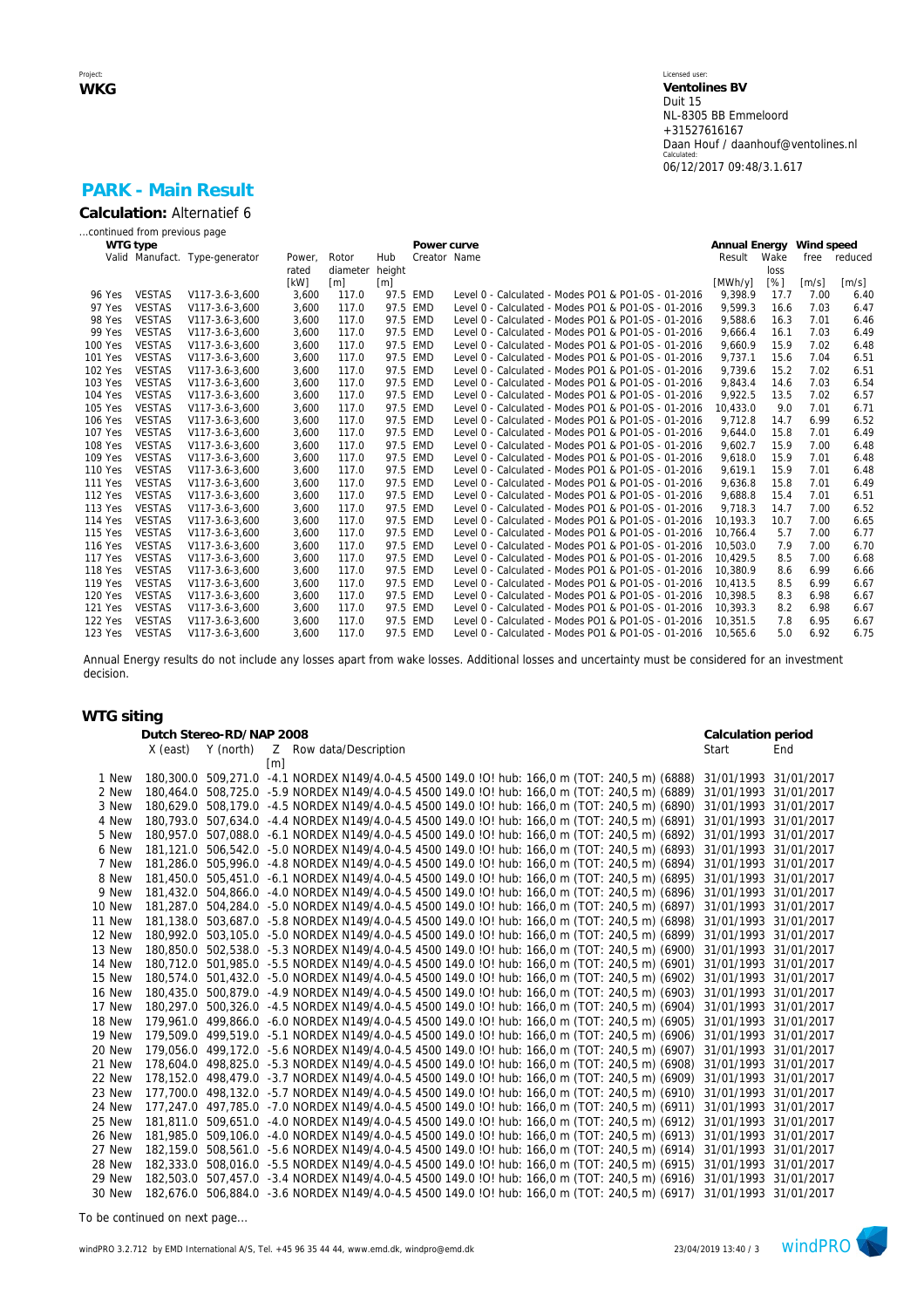Project:
**WKG**

Licensed user:
**Ventolines BV**
Duit 15
NL-8305 BB Emmeloord
+31527616167
Daan Houf / daanhouf@ventolines.nl
Calculated:
06/12/2017 09:48/3.1.617

## PARK - Main Result

**Calculation:** Alternatief 6

...continued from previous page

| | WTG type | | | | | | Power curve | | Annual Energy | | Wind speed | |
|---|---|---|---|---|---|---|---|---|---|---|---|---|
| | Valid | Manufact. | Type-generator | Power, rated [kW] | Rotor diameter [m] | Hub height [m] | Creator | Name | Result [MWh/y] | Wake loss [%] | free [m/s] | reduced [m/s] |
| 96 | Yes | VESTAS | V117-3.6-3,600 | 3,600 | 117.0 | 97.5 | EMD | Level 0 - Calculated - Modes PO1 & PO1-0S - 01-2016 | 9,398.9 | 17.7 | 7.00 | 6.40 |
| 97 | Yes | VESTAS | V117-3.6-3,600 | 3,600 | 117.0 | 97.5 | EMD | Level 0 - Calculated - Modes PO1 & PO1-0S - 01-2016 | 9,599.3 | 16.6 | 7.03 | 6.47 |
| 98 | Yes | VESTAS | V117-3.6-3,600 | 3,600 | 117.0 | 97.5 | EMD | Level 0 - Calculated - Modes PO1 & PO1-0S - 01-2016 | 9,588.6 | 16.3 | 7.01 | 6.46 |
| 99 | Yes | VESTAS | V117-3.6-3,600 | 3,600 | 117.0 | 97.5 | EMD | Level 0 - Calculated - Modes PO1 & PO1-0S - 01-2016 | 9,666.4 | 16.1 | 7.03 | 6.49 |
| 100 | Yes | VESTAS | V117-3.6-3,600 | 3,600 | 117.0 | 97.5 | EMD | Level 0 - Calculated - Modes PO1 & PO1-0S - 01-2016 | 9,660.9 | 15.9 | 7.02 | 6.48 |
| 101 | Yes | VESTAS | V117-3.6-3,600 | 3,600 | 117.0 | 97.5 | EMD | Level 0 - Calculated - Modes PO1 & PO1-0S - 01-2016 | 9,737.1 | 15.6 | 7.04 | 6.51 |
| 102 | Yes | VESTAS | V117-3.6-3,600 | 3,600 | 117.0 | 97.5 | EMD | Level 0 - Calculated - Modes PO1 & PO1-0S - 01-2016 | 9,739.6 | 15.2 | 7.02 | 6.51 |
| 103 | Yes | VESTAS | V117-3.6-3,600 | 3,600 | 117.0 | 97.5 | EMD | Level 0 - Calculated - Modes PO1 & PO1-0S - 01-2016 | 9,843.4 | 14.6 | 7.03 | 6.54 |
| 104 | Yes | VESTAS | V117-3.6-3,600 | 3,600 | 117.0 | 97.5 | EMD | Level 0 - Calculated - Modes PO1 & PO1-0S - 01-2016 | 9,922.5 | 13.5 | 7.02 | 6.57 |
| 105 | Yes | VESTAS | V117-3.6-3,600 | 3,600 | 117.0 | 97.5 | EMD | Level 0 - Calculated - Modes PO1 & PO1-0S - 01-2016 | 10,433.0 | 9.0 | 7.01 | 6.71 |
| 106 | Yes | VESTAS | V117-3.6-3,600 | 3,600 | 117.0 | 97.5 | EMD | Level 0 - Calculated - Modes PO1 & PO1-0S - 01-2016 | 9,712.8 | 14.7 | 6.99 | 6.52 |
| 107 | Yes | VESTAS | V117-3.6-3,600 | 3,600 | 117.0 | 97.5 | EMD | Level 0 - Calculated - Modes PO1 & PO1-0S - 01-2016 | 9,644.0 | 15.8 | 7.01 | 6.49 |
| 108 | Yes | VESTAS | V117-3.6-3,600 | 3,600 | 117.0 | 97.5 | EMD | Level 0 - Calculated - Modes PO1 & PO1-0S - 01-2016 | 9,602.7 | 15.9 | 7.00 | 6.48 |
| 109 | Yes | VESTAS | V117-3.6-3,600 | 3,600 | 117.0 | 97.5 | EMD | Level 0 - Calculated - Modes PO1 & PO1-0S - 01-2016 | 9,618.0 | 15.9 | 7.01 | 6.48 |
| 110 | Yes | VESTAS | V117-3.6-3,600 | 3,600 | 117.0 | 97.5 | EMD | Level 0 - Calculated - Modes PO1 & PO1-0S - 01-2016 | 9,619.1 | 15.9 | 7.01 | 6.48 |
| 111 | Yes | VESTAS | V117-3.6-3,600 | 3,600 | 117.0 | 97.5 | EMD | Level 0 - Calculated - Modes PO1 & PO1-0S - 01-2016 | 9,636.8 | 15.8 | 7.01 | 6.49 |
| 112 | Yes | VESTAS | V117-3.6-3,600 | 3,600 | 117.0 | 97.5 | EMD | Level 0 - Calculated - Modes PO1 & PO1-0S - 01-2016 | 9,688.8 | 15.4 | 7.01 | 6.51 |
| 113 | Yes | VESTAS | V117-3.6-3,600 | 3,600 | 117.0 | 97.5 | EMD | Level 0 - Calculated - Modes PO1 & PO1-0S - 01-2016 | 9,718.3 | 14.7 | 7.00 | 6.52 |
| 114 | Yes | VESTAS | V117-3.6-3,600 | 3,600 | 117.0 | 97.5 | EMD | Level 0 - Calculated - Modes PO1 & PO1-0S - 01-2016 | 10,193.3 | 10.7 | 7.00 | 6.65 |
| 115 | Yes | VESTAS | V117-3.6-3,600 | 3,600 | 117.0 | 97.5 | EMD | Level 0 - Calculated - Modes PO1 & PO1-0S - 01-2016 | 10,766.4 | 5.7 | 7.00 | 6.77 |
| 116 | Yes | VESTAS | V117-3.6-3,600 | 3,600 | 117.0 | 97.5 | EMD | Level 0 - Calculated - Modes PO1 & PO1-0S - 01-2016 | 10,503.0 | 7.9 | 7.00 | 6.70 |
| 117 | Yes | VESTAS | V117-3.6-3,600 | 3,600 | 117.0 | 97.5 | EMD | Level 0 - Calculated - Modes PO1 & PO1-0S - 01-2016 | 10,429.5 | 8.5 | 7.00 | 6.68 |
| 118 | Yes | VESTAS | V117-3.6-3,600 | 3,600 | 117.0 | 97.5 | EMD | Level 0 - Calculated - Modes PO1 & PO1-0S - 01-2016 | 10,380.9 | 8.6 | 6.99 | 6.66 |
| 119 | Yes | VESTAS | V117-3.6-3,600 | 3,600 | 117.0 | 97.5 | EMD | Level 0 - Calculated - Modes PO1 & PO1-0S - 01-2016 | 10,413.5 | 8.5 | 6.99 | 6.67 |
| 120 | Yes | VESTAS | V117-3.6-3,600 | 3,600 | 117.0 | 97.5 | EMD | Level 0 - Calculated - Modes PO1 & PO1-0S - 01-2016 | 10,398.5 | 8.3 | 6.98 | 6.67 |
| 121 | Yes | VESTAS | V117-3.6-3,600 | 3,600 | 117.0 | 97.5 | EMD | Level 0 - Calculated - Modes PO1 & PO1-0S - 01-2016 | 10,393.3 | 8.2 | 6.98 | 6.67 |
| 122 | Yes | VESTAS | V117-3.6-3,600 | 3,600 | 117.0 | 97.5 | EMD | Level 0 - Calculated - Modes PO1 & PO1-0S - 01-2016 | 10,351.5 | 7.8 | 6.95 | 6.67 |
| 123 | Yes | VESTAS | V117-3.6-3,600 | 3,600 | 117.0 | 97.5 | EMD | Level 0 - Calculated - Modes PO1 & PO1-0S - 01-2016 | 10,565.6 | 5.0 | 6.92 | 6.75 |

Annual Energy results do not include any losses apart from wake losses. Additional losses and uncertainty must be considered for an investment decision.

### WTG siting

| | | Dutch Stereo-RD/NAP 2008 | | | | Calculation period | |
|---|---|---|---|---|---|---|---|
| | | X (east) | Y (north) | Z [m] | Row data/Description | Start | End |
| 1 | New | 180,300.0 | 509,271.0 | -4.1 | NORDEX N149/4.0-4.5 4500 149.0 !O! hub: 166,0 m (TOT: 240,5 m) (6888) | 31/01/1993 | 31/01/2017 |
| 2 | New | 180,464.0 | 508,725.0 | -5.9 | NORDEX N149/4.0-4.5 4500 149.0 !O! hub: 166,0 m (TOT: 240,5 m) (6889) | 31/01/1993 | 31/01/2017 |
| 3 | New | 180,629.0 | 508,179.0 | -4.5 | NORDEX N149/4.0-4.5 4500 149.0 !O! hub: 166,0 m (TOT: 240,5 m) (6890) | 31/01/1993 | 31/01/2017 |
| 4 | New | 180,793.0 | 507,634.0 | -4.4 | NORDEX N149/4.0-4.5 4500 149.0 !O! hub: 166,0 m (TOT: 240,5 m) (6891) | 31/01/1993 | 31/01/2017 |
| 5 | New | 180,957.0 | 507,088.0 | -6.1 | NORDEX N149/4.0-4.5 4500 149.0 !O! hub: 166,0 m (TOT: 240,5 m) (6892) | 31/01/1993 | 31/01/2017 |
| 6 | New | 181,121.0 | 506,542.0 | -5.0 | NORDEX N149/4.0-4.5 4500 149.0 !O! hub: 166,0 m (TOT: 240,5 m) (6893) | 31/01/1993 | 31/01/2017 |
| 7 | New | 181,286.0 | 505,996.0 | -4.8 | NORDEX N149/4.0-4.5 4500 149.0 !O! hub: 166,0 m (TOT: 240,5 m) (6894) | 31/01/1993 | 31/01/2017 |
| 8 | New | 181,450.0 | 505,451.0 | -6.1 | NORDEX N149/4.0-4.5 4500 149.0 !O! hub: 166,0 m (TOT: 240,5 m) (6895) | 31/01/1993 | 31/01/2017 |
| 9 | New | 181,432.0 | 504,866.0 | -4.0 | NORDEX N149/4.0-4.5 4500 149.0 !O! hub: 166,0 m (TOT: 240,5 m) (6896) | 31/01/1993 | 31/01/2017 |
| 10 | New | 181,287.0 | 504,284.0 | -5.0 | NORDEX N149/4.0-4.5 4500 149.0 !O! hub: 166,0 m (TOT: 240,5 m) (6897) | 31/01/1993 | 31/01/2017 |
| 11 | New | 181,138.0 | 503,687.0 | -5.8 | NORDEX N149/4.0-4.5 4500 149.0 !O! hub: 166,0 m (TOT: 240,5 m) (6898) | 31/01/1993 | 31/01/2017 |
| 12 | New | 180,992.0 | 503,105.0 | -5.0 | NORDEX N149/4.0-4.5 4500 149.0 !O! hub: 166,0 m (TOT: 240,5 m) (6899) | 31/01/1993 | 31/01/2017 |
| 13 | New | 180,850.0 | 502,538.0 | -5.3 | NORDEX N149/4.0-4.5 4500 149.0 !O! hub: 166,0 m (TOT: 240,5 m) (6900) | 31/01/1993 | 31/01/2017 |
| 14 | New | 180,712.0 | 501,985.0 | -5.5 | NORDEX N149/4.0-4.5 4500 149.0 !O! hub: 166,0 m (TOT: 240,5 m) (6901) | 31/01/1993 | 31/01/2017 |
| 15 | New | 180,574.0 | 501,432.0 | -5.0 | NORDEX N149/4.0-4.5 4500 149.0 !O! hub: 166,0 m (TOT: 240,5 m) (6902) | 31/01/1993 | 31/01/2017 |
| 16 | New | 180,435.0 | 500,879.0 | -4.9 | NORDEX N149/4.0-4.5 4500 149.0 !O! hub: 166,0 m (TOT: 240,5 m) (6903) | 31/01/1993 | 31/01/2017 |
| 17 | New | 180,297.0 | 500,326.0 | -4.5 | NORDEX N149/4.0-4.5 4500 149.0 !O! hub: 166,0 m (TOT: 240,5 m) (6904) | 31/01/1993 | 31/01/2017 |
| 18 | New | 179,961.0 | 499,866.0 | -6.0 | NORDEX N149/4.0-4.5 4500 149.0 !O! hub: 166,0 m (TOT: 240,5 m) (6905) | 31/01/1993 | 31/01/2017 |
| 19 | New | 179,509.0 | 499,519.0 | -5.1 | NORDEX N149/4.0-4.5 4500 149.0 !O! hub: 166,0 m (TOT: 240,5 m) (6906) | 31/01/1993 | 31/01/2017 |
| 20 | New | 179,056.0 | 499,172.0 | -5.6 | NORDEX N149/4.0-4.5 4500 149.0 !O! hub: 166,0 m (TOT: 240,5 m) (6907) | 31/01/1993 | 31/01/2017 |
| 21 | New | 178,604.0 | 498,825.0 | -5.3 | NORDEX N149/4.0-4.5 4500 149.0 !O! hub: 166,0 m (TOT: 240,5 m) (6908) | 31/01/1993 | 31/01/2017 |
| 22 | New | 178,152.0 | 498,479.0 | -3.7 | NORDEX N149/4.0-4.5 4500 149.0 !O! hub: 166,0 m (TOT: 240,5 m) (6909) | 31/01/1993 | 31/01/2017 |
| 23 | New | 177,700.0 | 498,132.0 | -5.7 | NORDEX N149/4.0-4.5 4500 149.0 !O! hub: 166,0 m (TOT: 240,5 m) (6910) | 31/01/1993 | 31/01/2017 |
| 24 | New | 177,247.0 | 497,785.0 | -7.0 | NORDEX N149/4.0-4.5 4500 149.0 !O! hub: 166,0 m (TOT: 240,5 m) (6911) | 31/01/1993 | 31/01/2017 |
| 25 | New | 181,811.0 | 509,651.0 | -4.0 | NORDEX N149/4.0-4.5 4500 149.0 !O! hub: 166,0 m (TOT: 240,5 m) (6912) | 31/01/1993 | 31/01/2017 |
| 26 | New | 181,985.0 | 509,106.0 | -4.0 | NORDEX N149/4.0-4.5 4500 149.0 !O! hub: 166,0 m (TOT: 240,5 m) (6913) | 31/01/1993 | 31/01/2017 |
| 27 | New | 182,159.0 | 508,561.0 | -5.6 | NORDEX N149/4.0-4.5 4500 149.0 !O! hub: 166,0 m (TOT: 240,5 m) (6914) | 31/01/1993 | 31/01/2017 |
| 28 | New | 182,333.0 | 508,016.0 | -5.5 | NORDEX N149/4.0-4.5 4500 149.0 !O! hub: 166,0 m (TOT: 240,5 m) (6915) | 31/01/1993 | 31/01/2017 |
| 29 | New | 182,503.0 | 507,457.0 | -3.4 | NORDEX N149/4.0-4.5 4500 149.0 !O! hub: 166,0 m (TOT: 240,5 m) (6916) | 31/01/1993 | 31/01/2017 |
| 30 | New | 182,676.0 | 506,884.0 | -3.6 | NORDEX N149/4.0-4.5 4500 149.0 !O! hub: 166,0 m (TOT: 240,5 m) (6917) | 31/01/1993 | 31/01/2017 |

To be continued on next page...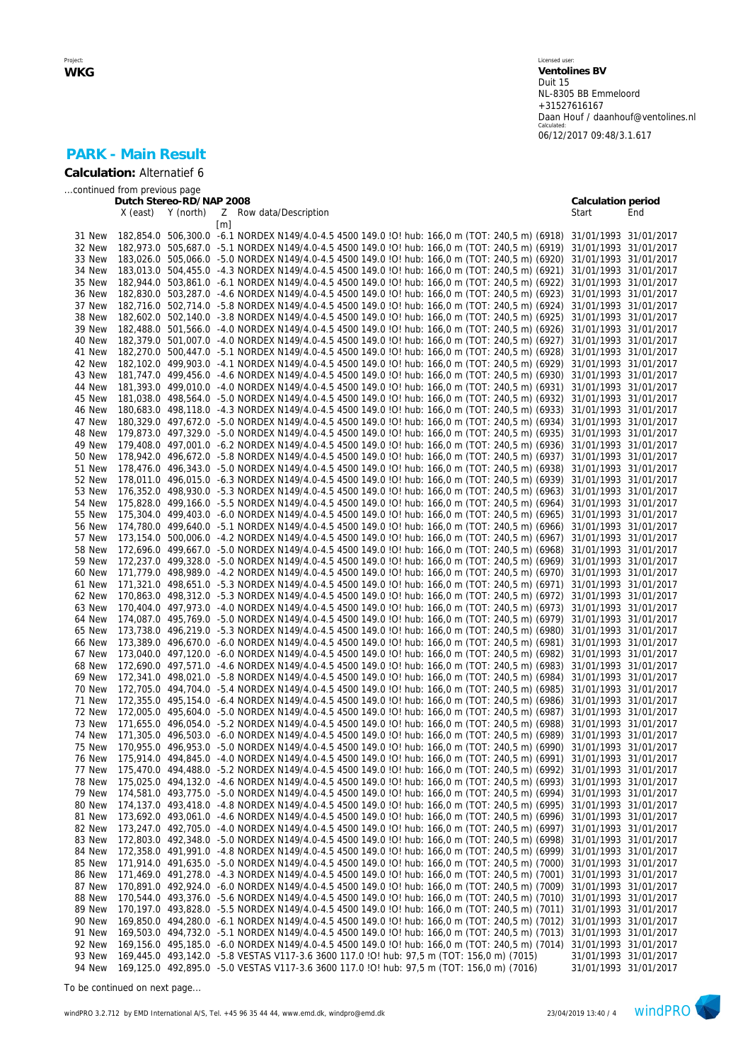Project:
**WKG**

Licensed user:
**Ventolines BV**
Duit 15
NL-8305 BB Emmeloord
+31527616167
Daan Houf / daanhouf@ventolines.nl
Calculated:
06/12/2017 09:48/3.1.617

## PARK - Main Result

**Calculation:** Alternatief 6

...continued from previous page

| | Dutch Stereo-RD/NAP 2008 | | | | Calculation period | |
|---|---|---|---|---|---|---|
| | X (east) | Y (north) | Z [m] | Row data/Description | Start | End |
| 31 New | 182,854.0 | 506,300.0 | -6.1 | NORDEX N149/4.0-4.5 4500 149.0 !O! hub: 166,0 m (TOT: 240,5 m) (6918) | 31/01/1993 | 31/01/2017 |
| 32 New | 182,973.0 | 505,687.0 | -5.1 | NORDEX N149/4.0-4.5 4500 149.0 !O! hub: 166,0 m (TOT: 240,5 m) (6919) | 31/01/1993 | 31/01/2017 |
| 33 New | 183,026.0 | 505,066.0 | -5.0 | NORDEX N149/4.0-4.5 4500 149.0 !O! hub: 166,0 m (TOT: 240,5 m) (6920) | 31/01/1993 | 31/01/2017 |
| 34 New | 183,013.0 | 504,455.0 | -4.3 | NORDEX N149/4.0-4.5 4500 149.0 !O! hub: 166,0 m (TOT: 240,5 m) (6921) | 31/01/1993 | 31/01/2017 |
| 35 New | 182,944.0 | 503,861.0 | -6.1 | NORDEX N149/4.0-4.5 4500 149.0 !O! hub: 166,0 m (TOT: 240,5 m) (6922) | 31/01/1993 | 31/01/2017 |
| 36 New | 182,830.0 | 503,287.0 | -4.6 | NORDEX N149/4.0-4.5 4500 149.0 !O! hub: 166,0 m (TOT: 240,5 m) (6923) | 31/01/1993 | 31/01/2017 |
| 37 New | 182,716.0 | 502,714.0 | -5.8 | NORDEX N149/4.0-4.5 4500 149.0 !O! hub: 166,0 m (TOT: 240,5 m) (6924) | 31/01/1993 | 31/01/2017 |
| 38 New | 182,602.0 | 502,140.0 | -3.8 | NORDEX N149/4.0-4.5 4500 149.0 !O! hub: 166,0 m (TOT: 240,5 m) (6925) | 31/01/1993 | 31/01/2017 |
| 39 New | 182,488.0 | 501,566.0 | -4.0 | NORDEX N149/4.0-4.5 4500 149.0 !O! hub: 166,0 m (TOT: 240,5 m) (6926) | 31/01/1993 | 31/01/2017 |
| 40 New | 182,379.0 | 501,007.0 | -4.0 | NORDEX N149/4.0-4.5 4500 149.0 !O! hub: 166,0 m (TOT: 240,5 m) (6927) | 31/01/1993 | 31/01/2017 |
| 41 New | 182,270.0 | 500,447.0 | -5.1 | NORDEX N149/4.0-4.5 4500 149.0 !O! hub: 166,0 m (TOT: 240,5 m) (6928) | 31/01/1993 | 31/01/2017 |
| 42 New | 182,102.0 | 499,903.0 | -4.1 | NORDEX N149/4.0-4.5 4500 149.0 !O! hub: 166,0 m (TOT: 240,5 m) (6929) | 31/01/1993 | 31/01/2017 |
| 43 New | 181,747.0 | 499,456.0 | -4.6 | NORDEX N149/4.0-4.5 4500 149.0 !O! hub: 166,0 m (TOT: 240,5 m) (6930) | 31/01/1993 | 31/01/2017 |
| 44 New | 181,393.0 | 499,010.0 | -4.0 | NORDEX N149/4.0-4.5 4500 149.0 !O! hub: 166,0 m (TOT: 240,5 m) (6931) | 31/01/1993 | 31/01/2017 |
| 45 New | 181,038.0 | 498,564.0 | -5.0 | NORDEX N149/4.0-4.5 4500 149.0 !O! hub: 166,0 m (TOT: 240,5 m) (6932) | 31/01/1993 | 31/01/2017 |
| 46 New | 180,683.0 | 498,118.0 | -4.3 | NORDEX N149/4.0-4.5 4500 149.0 !O! hub: 166,0 m (TOT: 240,5 m) (6933) | 31/01/1993 | 31/01/2017 |
| 47 New | 180,329.0 | 497,672.0 | -5.0 | NORDEX N149/4.0-4.5 4500 149.0 !O! hub: 166,0 m (TOT: 240,5 m) (6934) | 31/01/1993 | 31/01/2017 |
| 48 New | 179,873.0 | 497,329.0 | -5.0 | NORDEX N149/4.0-4.5 4500 149.0 !O! hub: 166,0 m (TOT: 240,5 m) (6935) | 31/01/1993 | 31/01/2017 |
| 49 New | 179,408.0 | 497,001.0 | -6.2 | NORDEX N149/4.0-4.5 4500 149.0 !O! hub: 166,0 m (TOT: 240,5 m) (6936) | 31/01/1993 | 31/01/2017 |
| 50 New | 178,942.0 | 496,672.0 | -5.8 | NORDEX N149/4.0-4.5 4500 149.0 !O! hub: 166,0 m (TOT: 240,5 m) (6937) | 31/01/1993 | 31/01/2017 |
| 51 New | 178,476.0 | 496,343.0 | -5.0 | NORDEX N149/4.0-4.5 4500 149.0 !O! hub: 166,0 m (TOT: 240,5 m) (6938) | 31/01/1993 | 31/01/2017 |
| 52 New | 178,011.0 | 496,015.0 | -6.3 | NORDEX N149/4.0-4.5 4500 149.0 !O! hub: 166,0 m (TOT: 240,5 m) (6939) | 31/01/1993 | 31/01/2017 |
| 53 New | 176,352.0 | 498,930.0 | -5.3 | NORDEX N149/4.0-4.5 4500 149.0 !O! hub: 166,0 m (TOT: 240,5 m) (6963) | 31/01/1993 | 31/01/2017 |
| 54 New | 175,828.0 | 499,166.0 | -5.5 | NORDEX N149/4.0-4.5 4500 149.0 !O! hub: 166,0 m (TOT: 240,5 m) (6964) | 31/01/1993 | 31/01/2017 |
| 55 New | 175,304.0 | 499,403.0 | -6.0 | NORDEX N149/4.0-4.5 4500 149.0 !O! hub: 166,0 m (TOT: 240,5 m) (6965) | 31/01/1993 | 31/01/2017 |
| 56 New | 174,780.0 | 499,640.0 | -5.1 | NORDEX N149/4.0-4.5 4500 149.0 !O! hub: 166,0 m (TOT: 240,5 m) (6966) | 31/01/1993 | 31/01/2017 |
| 57 New | 173,154.0 | 500,006.0 | -4.2 | NORDEX N149/4.0-4.5 4500 149.0 !O! hub: 166,0 m (TOT: 240,5 m) (6967) | 31/01/1993 | 31/01/2017 |
| 58 New | 172,696.0 | 499,667.0 | -5.0 | NORDEX N149/4.0-4.5 4500 149.0 !O! hub: 166,0 m (TOT: 240,5 m) (6968) | 31/01/1993 | 31/01/2017 |
| 59 New | 172,237.0 | 499,328.0 | -5.0 | NORDEX N149/4.0-4.5 4500 149.0 !O! hub: 166,0 m (TOT: 240,5 m) (6969) | 31/01/1993 | 31/01/2017 |
| 60 New | 171,779.0 | 498,989.0 | -4.2 | NORDEX N149/4.0-4.5 4500 149.0 !O! hub: 166,0 m (TOT: 240,5 m) (6970) | 31/01/1993 | 31/01/2017 |
| 61 New | 171,321.0 | 498,651.0 | -5.3 | NORDEX N149/4.0-4.5 4500 149.0 !O! hub: 166,0 m (TOT: 240,5 m) (6971) | 31/01/1993 | 31/01/2017 |
| 62 New | 170,863.0 | 498,312.0 | -5.3 | NORDEX N149/4.0-4.5 4500 149.0 !O! hub: 166,0 m (TOT: 240,5 m) (6972) | 31/01/1993 | 31/01/2017 |
| 63 New | 170,404.0 | 497,973.0 | -4.0 | NORDEX N149/4.0-4.5 4500 149.0 !O! hub: 166,0 m (TOT: 240,5 m) (6973) | 31/01/1993 | 31/01/2017 |
| 64 New | 174,087.0 | 495,769.0 | -5.0 | NORDEX N149/4.0-4.5 4500 149.0 !O! hub: 166,0 m (TOT: 240,5 m) (6979) | 31/01/1993 | 31/01/2017 |
| 65 New | 173,738.0 | 496,219.0 | -5.3 | NORDEX N149/4.0-4.5 4500 149.0 !O! hub: 166,0 m (TOT: 240,5 m) (6980) | 31/01/1993 | 31/01/2017 |
| 66 New | 173,389.0 | 496,670.0 | -6.0 | NORDEX N149/4.0-4.5 4500 149.0 !O! hub: 166,0 m (TOT: 240,5 m) (6981) | 31/01/1993 | 31/01/2017 |
| 67 New | 173,040.0 | 497,120.0 | -6.0 | NORDEX N149/4.0-4.5 4500 149.0 !O! hub: 166,0 m (TOT: 240,5 m) (6982) | 31/01/1993 | 31/01/2017 |
| 68 New | 172,690.0 | 497,571.0 | -4.6 | NORDEX N149/4.0-4.5 4500 149.0 !O! hub: 166,0 m (TOT: 240,5 m) (6983) | 31/01/1993 | 31/01/2017 |
| 69 New | 172,341.0 | 498,021.0 | -5.8 | NORDEX N149/4.0-4.5 4500 149.0 !O! hub: 166,0 m (TOT: 240,5 m) (6984) | 31/01/1993 | 31/01/2017 |
| 70 New | 172,705.0 | 494,704.0 | -5.4 | NORDEX N149/4.0-4.5 4500 149.0 !O! hub: 166,0 m (TOT: 240,5 m) (6985) | 31/01/1993 | 31/01/2017 |
| 71 New | 172,355.0 | 495,154.0 | -6.4 | NORDEX N149/4.0-4.5 4500 149.0 !O! hub: 166,0 m (TOT: 240,5 m) (6986) | 31/01/1993 | 31/01/2017 |
| 72 New | 172,005.0 | 495,604.0 | -5.0 | NORDEX N149/4.0-4.5 4500 149.0 !O! hub: 166,0 m (TOT: 240,5 m) (6987) | 31/01/1993 | 31/01/2017 |
| 73 New | 171,655.0 | 496,054.0 | -5.2 | NORDEX N149/4.0-4.5 4500 149.0 !O! hub: 166,0 m (TOT: 240,5 m) (6988) | 31/01/1993 | 31/01/2017 |
| 74 New | 171,305.0 | 496,503.0 | -6.0 | NORDEX N149/4.0-4.5 4500 149.0 !O! hub: 166,0 m (TOT: 240,5 m) (6989) | 31/01/1993 | 31/01/2017 |
| 75 New | 170,955.0 | 496,953.0 | -5.0 | NORDEX N149/4.0-4.5 4500 149.0 !O! hub: 166,0 m (TOT: 240,5 m) (6990) | 31/01/1993 | 31/01/2017 |
| 76 New | 175,914.0 | 494,845.0 | -4.0 | NORDEX N149/4.0-4.5 4500 149.0 !O! hub: 166,0 m (TOT: 240,5 m) (6991) | 31/01/1993 | 31/01/2017 |
| 77 New | 175,470.0 | 494,488.0 | -5.2 | NORDEX N149/4.0-4.5 4500 149.0 !O! hub: 166,0 m (TOT: 240,5 m) (6992) | 31/01/1993 | 31/01/2017 |
| 78 New | 175,025.0 | 494,132.0 | -4.6 | NORDEX N149/4.0-4.5 4500 149.0 !O! hub: 166,0 m (TOT: 240,5 m) (6993) | 31/01/1993 | 31/01/2017 |
| 79 New | 174,581.0 | 493,775.0 | -5.0 | NORDEX N149/4.0-4.5 4500 149.0 !O! hub: 166,0 m (TOT: 240,5 m) (6994) | 31/01/1993 | 31/01/2017 |
| 80 New | 174,137.0 | 493,418.0 | -4.8 | NORDEX N149/4.0-4.5 4500 149.0 !O! hub: 166,0 m (TOT: 240,5 m) (6995) | 31/01/1993 | 31/01/2017 |
| 81 New | 173,692.0 | 493,061.0 | -4.6 | NORDEX N149/4.0-4.5 4500 149.0 !O! hub: 166,0 m (TOT: 240,5 m) (6996) | 31/01/1993 | 31/01/2017 |
| 82 New | 173,247.0 | 492,705.0 | -4.0 | NORDEX N149/4.0-4.5 4500 149.0 !O! hub: 166,0 m (TOT: 240,5 m) (6997) | 31/01/1993 | 31/01/2017 |
| 83 New | 172,803.0 | 492,348.0 | -5.0 | NORDEX N149/4.0-4.5 4500 149.0 !O! hub: 166,0 m (TOT: 240,5 m) (6998) | 31/01/1993 | 31/01/2017 |
| 84 New | 172,358.0 | 491,991.0 | -4.8 | NORDEX N149/4.0-4.5 4500 149.0 !O! hub: 166,0 m (TOT: 240,5 m) (6999) | 31/01/1993 | 31/01/2017 |
| 85 New | 171,914.0 | 491,635.0 | -5.0 | NORDEX N149/4.0-4.5 4500 149.0 !O! hub: 166,0 m (TOT: 240,5 m) (7000) | 31/01/1993 | 31/01/2017 |
| 86 New | 171,469.0 | 491,278.0 | -4.3 | NORDEX N149/4.0-4.5 4500 149.0 !O! hub: 166,0 m (TOT: 240,5 m) (7001) | 31/01/1993 | 31/01/2017 |
| 87 New | 170,891.0 | 492,924.0 | -6.0 | NORDEX N149/4.0-4.5 4500 149.0 !O! hub: 166,0 m (TOT: 240,5 m) (7009) | 31/01/1993 | 31/01/2017 |
| 88 New | 170,544.0 | 493,376.0 | -5.6 | NORDEX N149/4.0-4.5 4500 149.0 !O! hub: 166,0 m (TOT: 240,5 m) (7010) | 31/01/1993 | 31/01/2017 |
| 89 New | 170,197.0 | 493,828.0 | -5.5 | NORDEX N149/4.0-4.5 4500 149.0 !O! hub: 166,0 m (TOT: 240,5 m) (7011) | 31/01/1993 | 31/01/2017 |
| 90 New | 169,850.0 | 494,280.0 | -6.1 | NORDEX N149/4.0-4.5 4500 149.0 !O! hub: 166,0 m (TOT: 240,5 m) (7012) | 31/01/1993 | 31/01/2017 |
| 91 New | 169,503.0 | 494,732.0 | -5.1 | NORDEX N149/4.0-4.5 4500 149.0 !O! hub: 166,0 m (TOT: 240,5 m) (7013) | 31/01/1993 | 31/01/2017 |
| 92 New | 169,156.0 | 495,185.0 | -6.0 | NORDEX N149/4.0-4.5 4500 149.0 !O! hub: 166,0 m (TOT: 240,5 m) (7014) | 31/01/1993 | 31/01/2017 |
| 93 New | 169,445.0 | 493,142.0 | -5.8 | VESTAS V117-3.6 3600 117.0 !O! hub: 97,5 m (TOT: 156,0 m) (7015) | 31/01/1993 | 31/01/2017 |
| 94 New | 169,125.0 | 492,895.0 | -5.0 | VESTAS V117-3.6 3600 117.0 !O! hub: 97,5 m (TOT: 156,0 m) (7016) | 31/01/1993 | 31/01/2017 |

To be continued on next page...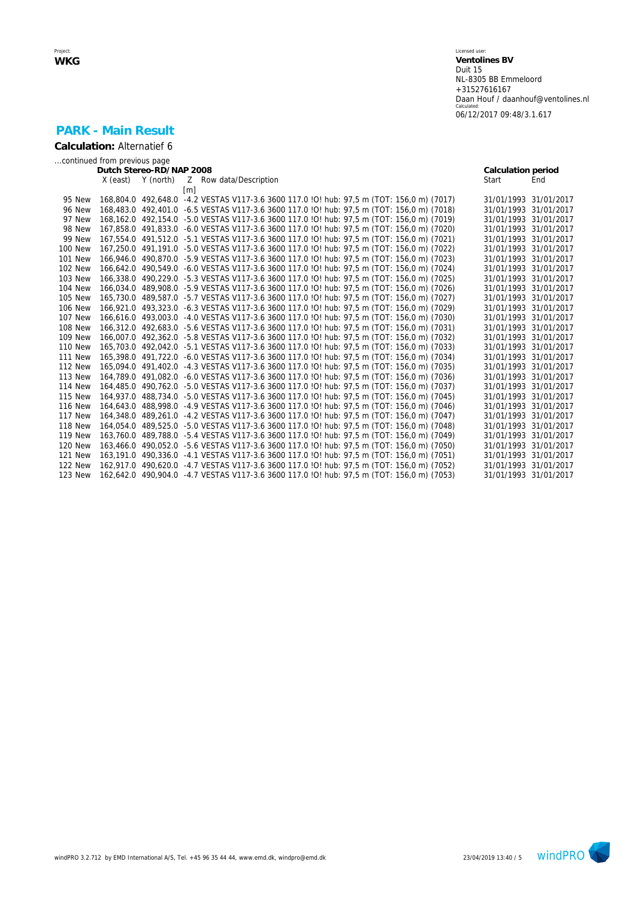## PARK - Main Result

**Calculation:** Alternatief 6

...continued from previous page

| | Dutch Stereo-RD/NAP 2008 | | | | Calculation period | |
|---|---|---|---|---|---|---|
| | X (east) | Y (north) | Z | Row data/Description | Start | End |
| | | | [m] | | | |
| 95 New | 168,804.0 | 492,648.0 | -4.2 | VESTAS V117-3.6 3600 117.0 !O! hub: 97,5 m (TOT: 156,0 m) (7017) | 31/01/1993 | 31/01/2017 |
| 96 New | 168,483.0 | 492,401.0 | -6.5 | VESTAS V117-3.6 3600 117.0 !O! hub: 97,5 m (TOT: 156,0 m) (7018) | 31/01/1993 | 31/01/2017 |
| 97 New | 168,162.0 | 492,154.0 | -5.0 | VESTAS V117-3.6 3600 117.0 !O! hub: 97,5 m (TOT: 156,0 m) (7019) | 31/01/1993 | 31/01/2017 |
| 98 New | 167,858.0 | 491,833.0 | -6.0 | VESTAS V117-3.6 3600 117.0 !O! hub: 97,5 m (TOT: 156,0 m) (7020) | 31/01/1993 | 31/01/2017 |
| 99 New | 167,554.0 | 491,512.0 | -5.1 | VESTAS V117-3.6 3600 117.0 !O! hub: 97,5 m (TOT: 156,0 m) (7021) | 31/01/1993 | 31/01/2017 |
| 100 New | 167,250.0 | 491,191.0 | -5.0 | VESTAS V117-3.6 3600 117.0 !O! hub: 97,5 m (TOT: 156,0 m) (7022) | 31/01/1993 | 31/01/2017 |
| 101 New | 166,946.0 | 490,870.0 | -5.9 | VESTAS V117-3.6 3600 117.0 !O! hub: 97,5 m (TOT: 156,0 m) (7023) | 31/01/1993 | 31/01/2017 |
| 102 New | 166,642.0 | 490,549.0 | -6.0 | VESTAS V117-3.6 3600 117.0 !O! hub: 97,5 m (TOT: 156,0 m) (7024) | 31/01/1993 | 31/01/2017 |
| 103 New | 166,338.0 | 490,229.0 | -5.3 | VESTAS V117-3.6 3600 117.0 !O! hub: 97,5 m (TOT: 156,0 m) (7025) | 31/01/1993 | 31/01/2017 |
| 104 New | 166,034.0 | 489,908.0 | -5.9 | VESTAS V117-3.6 3600 117.0 !O! hub: 97,5 m (TOT: 156,0 m) (7026) | 31/01/1993 | 31/01/2017 |
| 105 New | 165,730.0 | 489,587.0 | -5.7 | VESTAS V117-3.6 3600 117.0 !O! hub: 97,5 m (TOT: 156,0 m) (7027) | 31/01/1993 | 31/01/2017 |
| 106 New | 166,921.0 | 493,323.0 | -6.3 | VESTAS V117-3.6 3600 117.0 !O! hub: 97,5 m (TOT: 156,0 m) (7029) | 31/01/1993 | 31/01/2017 |
| 107 New | 166,616.0 | 493,003.0 | -4.0 | VESTAS V117-3.6 3600 117.0 !O! hub: 97,5 m (TOT: 156,0 m) (7030) | 31/01/1993 | 31/01/2017 |
| 108 New | 166,312.0 | 492,683.0 | -5.6 | VESTAS V117-3.6 3600 117.0 !O! hub: 97,5 m (TOT: 156,0 m) (7031) | 31/01/1993 | 31/01/2017 |
| 109 New | 166,007.0 | 492,362.0 | -5.8 | VESTAS V117-3.6 3600 117.0 !O! hub: 97,5 m (TOT: 156,0 m) (7032) | 31/01/1993 | 31/01/2017 |
| 110 New | 165,703.0 | 492,042.0 | -5.1 | VESTAS V117-3.6 3600 117.0 !O! hub: 97,5 m (TOT: 156,0 m) (7033) | 31/01/1993 | 31/01/2017 |
| 111 New | 165,398.0 | 491,722.0 | -6.0 | VESTAS V117-3.6 3600 117.0 !O! hub: 97,5 m (TOT: 156,0 m) (7034) | 31/01/1993 | 31/01/2017 |
| 112 New | 165,094.0 | 491,402.0 | -4.3 | VESTAS V117-3.6 3600 117.0 !O! hub: 97,5 m (TOT: 156,0 m) (7035) | 31/01/1993 | 31/01/2017 |
| 113 New | 164,789.0 | 491,082.0 | -6.0 | VESTAS V117-3.6 3600 117.0 !O! hub: 97,5 m (TOT: 156,0 m) (7036) | 31/01/1993 | 31/01/2017 |
| 114 New | 164,485.0 | 490,762.0 | -5.0 | VESTAS V117-3.6 3600 117.0 !O! hub: 97,5 m (TOT: 156,0 m) (7037) | 31/01/1993 | 31/01/2017 |
| 115 New | 164,937.0 | 488,734.0 | -5.0 | VESTAS V117-3.6 3600 117.0 !O! hub: 97,5 m (TOT: 156,0 m) (7045) | 31/01/1993 | 31/01/2017 |
| 116 New | 164,643.0 | 488,998.0 | -4.9 | VESTAS V117-3.6 3600 117.0 !O! hub: 97,5 m (TOT: 156,0 m) (7046) | 31/01/1993 | 31/01/2017 |
| 117 New | 164,348.0 | 489,261.0 | -4.2 | VESTAS V117-3.6 3600 117.0 !O! hub: 97,5 m (TOT: 156,0 m) (7047) | 31/01/1993 | 31/01/2017 |
| 118 New | 164,054.0 | 489,525.0 | -5.0 | VESTAS V117-3.6 3600 117.0 !O! hub: 97,5 m (TOT: 156,0 m) (7048) | 31/01/1993 | 31/01/2017 |
| 119 New | 163,760.0 | 489,788.0 | -5.4 | VESTAS V117-3.6 3600 117.0 !O! hub: 97,5 m (TOT: 156,0 m) (7049) | 31/01/1993 | 31/01/2017 |
| 120 New | 163,466.0 | 490,052.0 | -5.6 | VESTAS V117-3.6 3600 117.0 !O! hub: 97,5 m (TOT: 156,0 m) (7050) | 31/01/1993 | 31/01/2017 |
| 121 New | 163,191.0 | 490,336.0 | -4.1 | VESTAS V117-3.6 3600 117.0 !O! hub: 97,5 m (TOT: 156,0 m) (7051) | 31/01/1993 | 31/01/2017 |
| 122 New | 162,917.0 | 490,620.0 | -4.7 | VESTAS V117-3.6 3600 117.0 !O! hub: 97,5 m (TOT: 156,0 m) (7052) | 31/01/1993 | 31/01/2017 |
| 123 New | 162,642.0 | 490,904.0 | -4.7 | VESTAS V117-3.6 3600 117.0 !O! hub: 97,5 m (TOT: 156,0 m) (7053) | 31/01/1993 | 31/01/2017 |